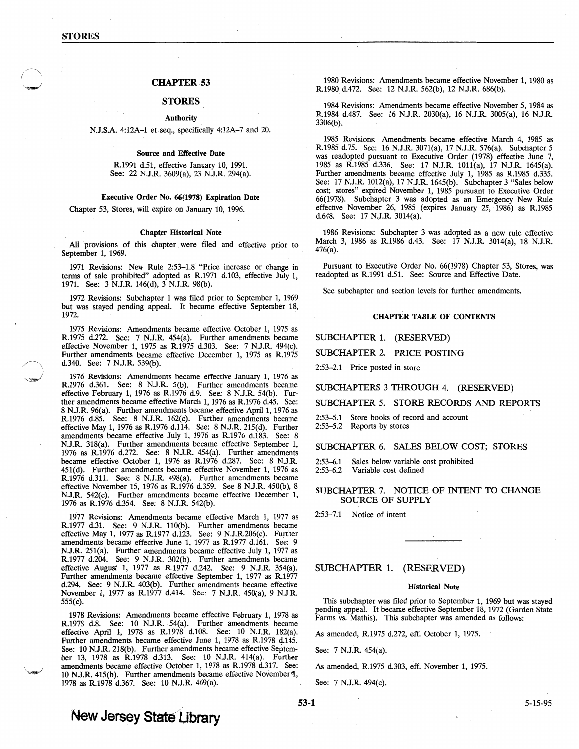# CHAPTER 53

## STORES

### Authority

N.J.S.A. 4:12A–1 et seq., specifically 4:12A–7 and 20.

### Source and Effective Date

R.1991 d.51, effective January 10, 1991.
See: 22 N.J.R. 3609(a), 23 N.J.R. 294(a).

### Executive Order No. 66(1978) Expiration Date

Chapter 53, Stores, will expire on January 10, 1996.

### Chapter Historical Note

All provisions of this chapter were filed and effective prior to September 1, 1969.

1971 Revisions: New Rule 2:53–1.8 "Price increase or change in terms of sale prohibited" adopted as R.1971 d.103, effective July 1, 1971. See: 3 N.J.R. 146(d), 3 N.J.R. 98(b).

1972 Revisions: Subchapter 1 was filed prior to September 1, 1969 but was stayed pending appeal. It became effective September 18, 1972.

1975 Revisions: Amendments became effective October 1, 1975 as R.1975 d.272. See: 7 N.J.R. 454(a). Further amendments became effective November 1, 1975 as R.1975 d.303. See: 7 N.J.R. 494(c). Further amendments became effective December 1, 1975 as R.1975 d.340. See: 7 N.J.R. 539(b).

1976 Revisions: Amendments became effective January 1, 1976 as R.1976 d.361. See: 8 N.J.R. 5(b). Further amendments became effective February 1, 1976 as R.1976 d.9. See: 8 N.J.R. 54(b). Further amendments became effective March 1, 1976 as R.1976 d.45. See: 8 N.J.R. 96(a). Further amendments became effective April 1, 1976 as R.1976 d.85. See: 8 N.J.R. 162(c). Further amendments became effective May 1, 1976 as R.1976 d.114. See: 8 N.J.R. 215(d). Further amendments became effective July 1, 1976 as R.1976 d.183. See: 8 N.J.R. 318(a). Further amendments became effective September 1, 1976 as R.1976 d.272. See: 8 N.J.R. 454(a). Further amendments became effective October 1, 1976 as R.1976 d.287. See: 8 N.J.R. 451(d). Further amendments became effective November 1, 1976 as R.1976 d.311. See: 8 N.J.R. 498(a). Further amendments became effective November 15, 1976 as R.1976 d.359. See 8 N.J.R. 450(b), 8 N.J.R. 542(c). Further amendments became effective December 1, 1976 as R.1976 d.354. See: 8 N.J.R. 542(b).

1977 Revisions: Amendments became effective March 1, 1977 as R.1977 d.31. See: 9 N.J.R. 110(b). Further amendments became effective May 1, 1977 as R.1977 d.123. See: 9 N.J.R.206(c). Further amendments became effective June 1, 1977 as R.1977 d.161. See: 9 N.J.R. 251(a). Further amendments became effective July 1, 1977 as R.1977 d.204. See: 9 N.J.R. 302(b). Further amendments became effective August 1, 1977 as R.1977 d.242. See: 9 N.J.R. 354(a). Further amendments became effective September 1, 1977 as R.1977 d.294. See: 9 N.J.R. 403(b). Further amendments became effective November 1, 1977 as R.1977 d.414. See: 7 N.J.R. 450(a), 9 N.J.R. 555(c).

1978 Revisions: Amendments became effective February 1, 1978 as R.1978 d.8. See: 10 N.J.R. 54(a). Further amendments became effective April 1, 1978 as R.1978 d.108. See: 10 N.J.R. 182(a). Further amendments became effective June 1, 1978 as R.1978 d.145. See: 10 N.J.R. 218(b). Further amendments became effective September 13, 1978 as R.1978 d.313. See: 10 N.J.R. 414(a). Further amendments became effective October 1, 1978 as R.1978 d.317. See: 10 N.J.R. 415(b). Further amendments became effective November 1, 1978 as R.1978 d.367. See: 10 N.J.R. 469(a).

1980 Revisions: Amendments became effective November 1, 1980 as R.1980 d.472. See: 12 N.J.R. 562(b), 12 N.J.R. 686(b).

1984 Revisions: Amendments became effective November 5, 1984 as R.1984 d.487. See: 16 N.J.R. 2030(a), 16 N.J.R. 3005(a), 16 N.J.R. 3306(b).

1985 Revisions: Amendments became effective March 4, 1985 as R.1985 d.75. See: 16 N.J.R. 3071(a), 17 N.J.R. 576(a). Subchapter 5 was readopted pursuant to Executive Order (1978) effective June 7, 1985 as R.1985 d.336. See: 17 N.J.R. 1011(a), 17 N.J.R. 1645(a). Further amendments became effective July 1, 1985 as R.1985 d.335. See: 17 N.J.R. 1012(a), 17 N.J.R. 1645(b). Subchapter 3 "Sales below cost; stores" expired November 1, 1985 pursuant to Executive Order 66(1978). Subchapter 3 was adopted as an Emergency New Rule effective November 26, 1985 (expires January 25, 1986) as R.1985 d.648. See: 17 N.J.R. 3014(a).

1986 Revisions: Subchapter 3 was adopted as a new rule effective March 3, 1986 as R.1986 d.43. See: 17 N.J.R. 3014(a), 18 N.J.R. 476(a).

Pursuant to Executive Order No. 66(1978) Chapter 53, Stores, was readopted as R.1991 d.51. See: Source and Effective Date.

See subchapter and section levels for further amendments.

### CHAPTER TABLE OF CONTENTS

SUBCHAPTER 1. (RESERVED)

SUBCHAPTER 2. PRICE POSTING

2:53–2.1 Price posted in store

SUBCHAPTERS 3 THROUGH 4. (RESERVED)

SUBCHAPTER 5. STORE RECORDS AND REPORTS

2:53–5.1 Store books of record and account
2:53–5.2 Reports by stores

SUBCHAPTER 6. SALES BELOW COST; STORES

2:53–6.1 Sales below variable cost prohibited
2:53–6.2 Variable cost defined

SUBCHAPTER 7. NOTICE OF INTENT TO CHANGE SOURCE OF SUPPLY

2:53–7.1 Notice of intent

---

## SUBCHAPTER 1. (RESERVED)

### Historical Note

This subchapter was filed prior to September 1, 1969 but was stayed pending appeal. It became effective September 18, 1972 (Garden State Farms vs. Mathis). This subchapter was amended as follows:

As amended, R.1975 d.272, eff. October 1, 1975.

See: 7 N.J.R. 454(a).

As amended, R.1975 d.303, eff. November 1, 1975.

See: 7 N.J.R. 494(c).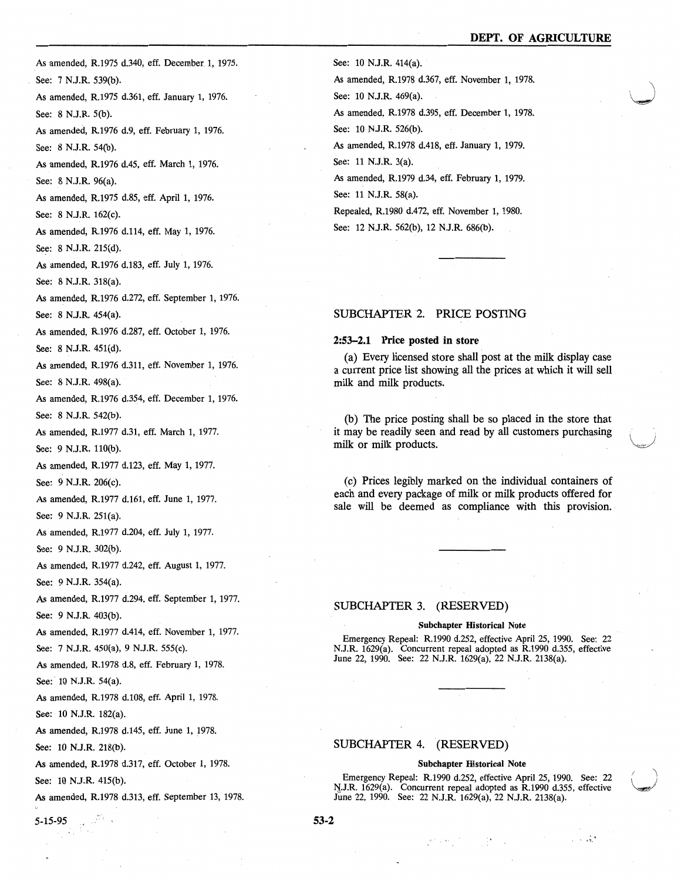As amended, R.1975 d.340, eff. December 1, 1975.

See: 7 N.J.R. 539(b).

As amended, R.1975 d.361, eff. January 1, 1976.

See: 8 N.J.R. 5(b).

As amended, R.1976 d.9, eff. February 1, 1976.

See: 8 N.J.R. 54(b).

As amended, R.1976 d.45, eff. March 1, 1976.

See: 8 N.J.R. 96(a).

As amended, R.1975 d.85, eff. April 1, 1976.

See: 8 N.J.R. 162(c).

As amended, R.1976 d.114, eff. May 1, 1976.

See: 8 N.J.R. 215(d).

As amended, R.1976 d.183, eff. July 1, 1976.

See: 8 N.J.R. 318(a).

As amended, R.1976 d.272, eff. September 1, 1976.

See: 8 N.J.R. 454(a).

As amended, R.1976 d.287, eff. October 1, 1976.

See: 8 N.J.R. 451(d).

As amended, R.1976 d.311, eff. November 1, 1976.

See: 8 N.J.R. 498(a).

As amended, R.1976 d.354, eff. December 1, 1976.

See: 8 N.J.R. 542(b).

As amended, R.1977 d.31, eff. March 1, 1977.

See: 9 N.J.R. 110(b).

As amended, R.1977 d.123, eff. May 1, 1977.

See: 9 N.J.R. 206(c).

As amended, R.1977 d.161, eff. June 1, 1977.

See: 9 N.J.R. 251(a).

As amended, R.1977 d.204, eff. July 1, 1977.

See: 9 N.J.R. 302(b).

As amended, R.1977 d.242, eff. August 1, 1977.

See: 9 N.J.R. 354(a).

As amended, R.1977 d.294, eff. September 1, 1977.

See: 9 N.J.R. 403(b).

As amended, R.1977 d.414, eff. November 1, 1977.

See: 7 N.J.R. 450(a), 9 N.J.R. 555(c).

As amended, R.1978 d.8, eff. February 1, 1978.

See: 10 N.J.R. 54(a).

As amended, R.1978 d.108, eff. April 1, 1978.

See: 10 N.J.R. 182(a).

As amended, R.1978 d.145, eff. June 1, 1978.

See: 10 N.J.R. 218(b).

As amended, R.1978 d.317, eff. October 1, 1978.

See: 10 N.J.R. 415(b).

As amended, R.1978 d.313, eff. September 13, 1978.

See: 10 N.J.R. 414(a).

As amended, R.1978 d.367, eff. November 1, 1978.

See: 10 N.J.R. 469(a).

As amended, R.1978 d.395, eff. December 1, 1978.

See: 10 N.J.R. 526(b).

As amended, R.1978 d.418, eff. January 1, 1979.

See: 11 N.J.R. 3(a).

As amended, R.1979 d.34, eff. February 1, 1979.

See: 11 N.J.R. 58(a).

Repealed, R.1980 d.472, eff. November 1, 1980.

See: 12 N.J.R. 562(b), 12 N.J.R. 686(b).

## SUBCHAPTER 2. PRICE POSTING

### 2:53–2.1 Price posted in store

(a) Every licensed store shall post at the milk display case a current price list showing all the prices at which it will sell milk and milk products.

(b) The price posting shall be so placed in the store that it may be readily seen and read by all customers purchasing milk or milk products.

(c) Prices legibly marked on the individual containers of each and every package of milk or milk products offered for sale will be deemed as compliance with this provision.

## SUBCHAPTER 3. (RESERVED)

**Subchapter Historical Note**

Emergency Repeal: R.1990 d.252, effective April 25, 1990. See: 22 N.J.R. 1629(a). Concurrent repeal adopted as R.1990 d.355, effective June 22, 1990. See: 22 N.J.R. 1629(a), 22 N.J.R. 2138(a).

## SUBCHAPTER 4. (RESERVED)

**Subchapter Historical Note**

Emergency Repeal: R.1990 d.252, effective April 25, 1990. See: 22 N.J.R. 1629(a). Concurrent repeal adopted as R.1990 d.355, effective June 22, 1990. See: 22 N.J.R. 1629(a), 22 N.J.R. 2138(a).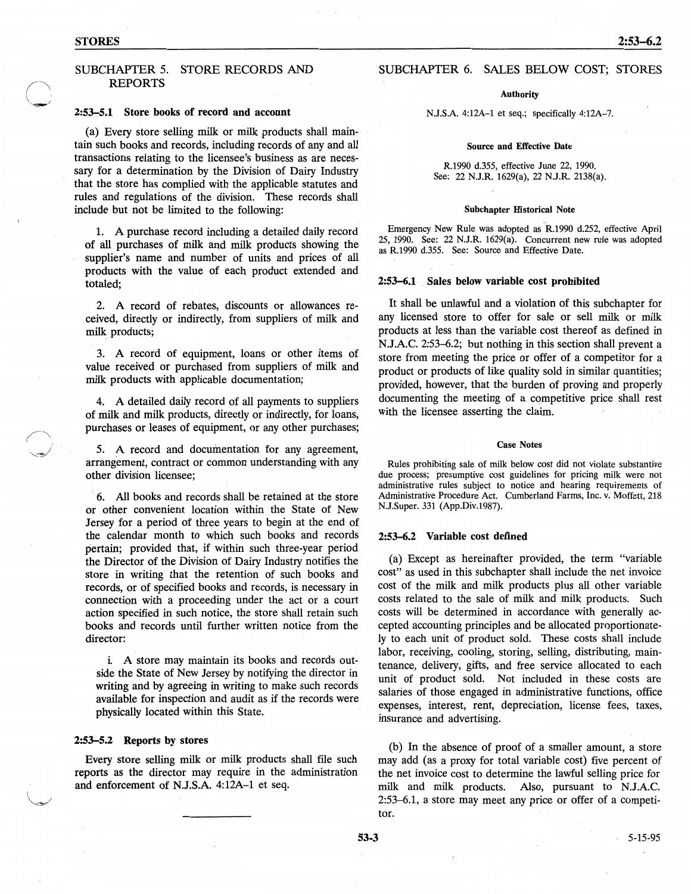## SUBCHAPTER 5. STORE RECORDS AND REPORTS

### 2:53–5.1 Store books of record and account

(a) Every store selling milk or milk products shall maintain such books and records, including records of any and all transactions relating to the licensee's business as are necessary for a determination by the Division of Dairy Industry that the store has complied with the applicable statutes and rules and regulations of the division. These records shall include but not be limited to the following:

1. A purchase record including a detailed daily record of all purchases of milk and milk products showing the supplier's name and number of units and prices of all products with the value of each product extended and totaled;

2. A record of rebates, discounts or allowances received, directly or indirectly, from suppliers of milk and milk products;

3. A record of equipment, loans or other items of value received or purchased from suppliers of milk and milk products with applicable documentation;

4. A detailed daily record of all payments to suppliers of milk and milk products, directly or indirectly, for loans, purchases or leases of equipment, or any other purchases;

5. A record and documentation for any agreement, arrangement, contract or common understanding with any other division licensee;

6. All books and records shall be retained at the store or other convenient location within the State of New Jersey for a period of three years to begin at the end of the calendar month to which such books and records pertain; provided that, if within such three-year period the Director of the Division of Dairy Industry notifies the store in writing that the retention of such books and records, or of specified books and records, is necessary in connection with a proceeding under the act or a court action specified in such notice, the store shall retain such books and records until further written notice from the director:

i. A store may maintain its books and records outside the State of New Jersey by notifying the director in writing and by agreeing in writing to make such records available for inspection and audit as if the records were physically located within this State.

### 2:53–5.2 Reports by stores

Every store selling milk or milk products shall file such reports as the director may require in the administration and enforcement of N.J.S.A. 4:12A–1 et seq.

## SUBCHAPTER 6. SALES BELOW COST; STORES

**Authority**

N.J.S.A. 4:12A–1 et seq.; specifically 4:12A–7.

**Source and Effective Date**

R.1990 d.355, effective June 22, 1990.
See: 22 N.J.R. 1629(a), 22 N.J.R. 2138(a).

**Subchapter Historical Note**

Emergency New Rule was adopted as R.1990 d.252, effective April 25, 1990. See: 22 N.J.R. 1629(a). Concurrent new rule was adopted as R.1990 d.355. See: Source and Effective Date.

### 2:53–6.1 Sales below variable cost prohibited

It shall be unlawful and a violation of this subchapter for any licensed store to offer for sale or sell milk or milk products at less than the variable cost thereof as defined in N.J.A.C. 2:53–6.2; but nothing in this section shall prevent a store from meeting the price or offer of a competitor for a product or products of like quality sold in similar quantities; provided, however, that the burden of proving and properly documenting the meeting of a competitive price shall rest with the licensee asserting the claim.

**Case Notes**

Rules prohibiting sale of milk below cost did not violate substantive due process; presumptive cost guidelines for pricing milk were not administrative rules subject to notice and hearing requirements of Administrative Procedure Act. Cumberland Farms, Inc. v. Moffett, 218 N.J.Super. 331 (App.Div.1987).

### 2:53–6.2 Variable cost defined

(a) Except as hereinafter provided, the term "variable cost" as used in this subchapter shall include the net invoice cost of the milk and milk products plus all other variable costs related to the sale of milk and milk products. Such costs will be determined in accordance with generally accepted accounting principles and be allocated proportionately to each unit of product sold. These costs shall include labor, receiving, cooling, storing, selling, distributing, maintenance, delivery, gifts, and free service allocated to each unit of product sold. Not included in these costs are salaries of those engaged in administrative functions, office expenses, interest, rent, depreciation, license fees, taxes, insurance and advertising.

(b) In the absence of proof of a smaller amount, a store may add (as a proxy for total variable cost) five percent of the net invoice cost to determine the lawful selling price for milk and milk products. Also, pursuant to N.J.A.C. 2:53–6.1, a store may meet any price or offer of a competitor.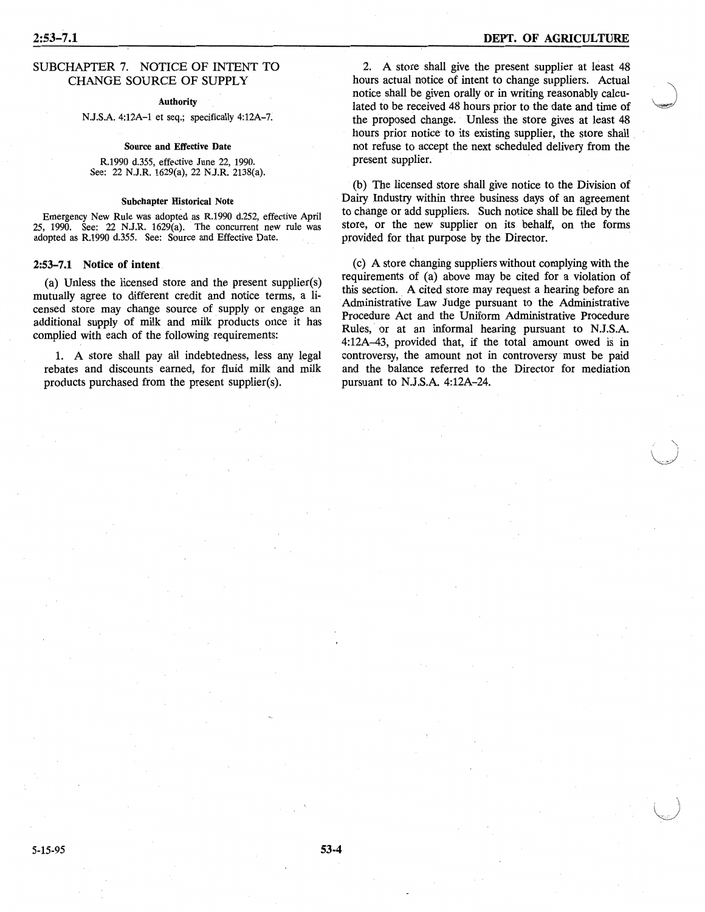## SUBCHAPTER 7. NOTICE OF INTENT TO CHANGE SOURCE OF SUPPLY

**Authority**

N.J.S.A. 4:12A-1 et seq.; specifically 4:12A-7.

**Source and Effective Date**

R.1990 d.355, effective June 22, 1990.
See: 22 N.J.R. 1629(a), 22 N.J.R. 2138(a).

**Subchapter Historical Note**

Emergency New Rule was adopted as R.1990 d.252, effective April 25, 1990. See: 22 N.J.R. 1629(a). The concurrent new rule was adopted as R.1990 d.355. See: Source and Effective Date.

### 2:53-7.1 Notice of intent

(a) Unless the licensed store and the present supplier(s) mutually agree to different credit and notice terms, a licensed store may change source of supply or engage an additional supply of milk and milk products once it has complied with each of the following requirements:

1. A store shall pay all indebtedness, less any legal rebates and discounts earned, for fluid milk and milk products purchased from the present supplier(s).

2. A store shall give the present supplier at least 48 hours actual notice of intent to change suppliers. Actual notice shall be given orally or in writing reasonably calculated to be received 48 hours prior to the date and time of the proposed change. Unless the store gives at least 48 hours prior notice to its existing supplier, the store shall not refuse to accept the next scheduled delivery from the present supplier.

(b) The licensed store shall give notice to the Division of Dairy Industry within three business days of an agreement to change or add suppliers. Such notice shall be filed by the store, or the new supplier on its behalf, on the forms provided for that purpose by the Director.

(c) A store changing suppliers without complying with the requirements of (a) above may be cited for a violation of this section. A cited store may request a hearing before an Administrative Law Judge pursuant to the Administrative Procedure Act and the Uniform Administrative Procedure Rules, or at an informal hearing pursuant to N.J.S.A. 4:12A-43, provided that, if the total amount owed is in controversy, the amount not in controversy must be paid and the balance referred to the Director for mediation pursuant to N.J.S.A. 4:12A-24.